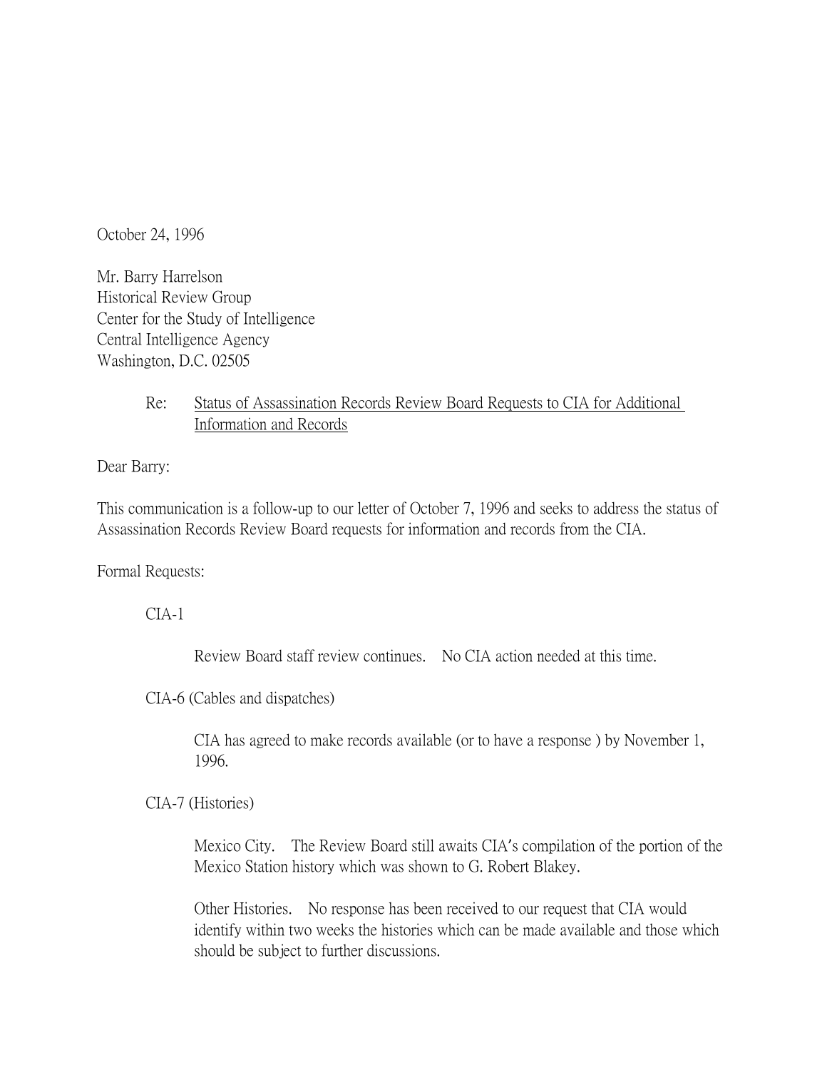October 24, 1996

Mr. Barry Harrelson
Historical Review Group
Center for the Study of Intelligence
Central Intelligence Agency
Washington, D.C. 02505

Re: Status of Assassination Records Review Board Requests to CIA for Additional Information and Records

Dear Barry:

This communication is a follow-up to our letter of October 7, 1996 and seeks to address the status of Assassination Records Review Board requests for information and records from the CIA.

Formal Requests:

CIA-1

Review Board staff review continues. No CIA action needed at this time.

CIA-6 (Cables and dispatches)

CIA has agreed to make records available (or to have a response ) by November 1, 1996.

CIA-7 (Histories)

Mexico City. The Review Board still awaits CIA's compilation of the portion of the Mexico Station history which was shown to G. Robert Blakey.

Other Histories. No response has been received to our request that CIA would identify within two weeks the histories which can be made available and those which should be subject to further discussions.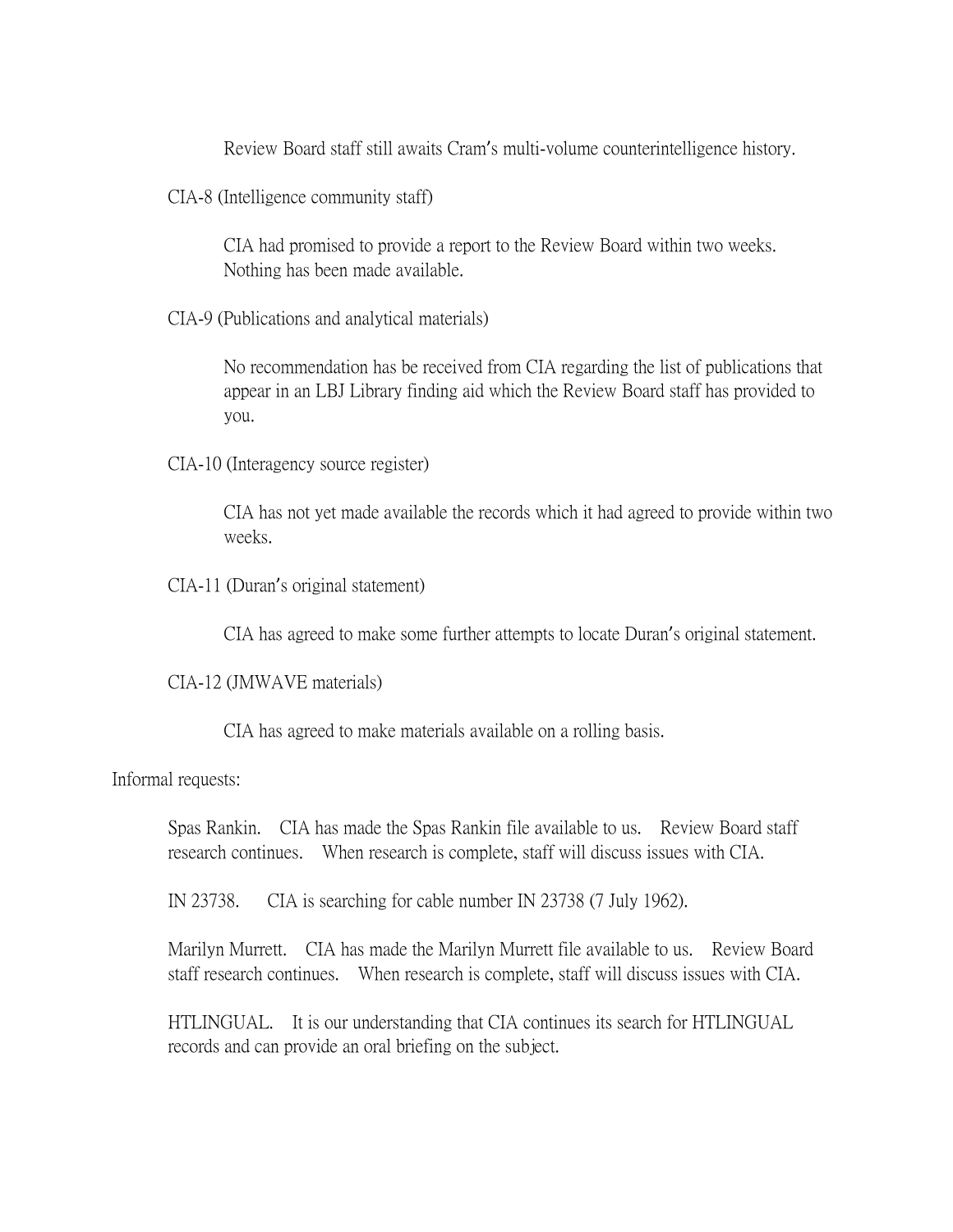Review Board staff still awaits Cram's multi-volume counterintelligence history.

CIA-8 (Intelligence community staff)

CIA had promised to provide a report to the Review Board within two weeks. Nothing has been made available.

CIA-9 (Publications and analytical materials)

No recommendation has be received from CIA regarding the list of publications that appear in an LBJ Library finding aid which the Review Board staff has provided to you.

CIA-10 (Interagency source register)

CIA has not yet made available the records which it had agreed to provide within two weeks.

CIA-11 (Duran's original statement)

CIA has agreed to make some further attempts to locate Duran's original statement.

CIA-12 (JMWAVE materials)

CIA has agreed to make materials available on a rolling basis.

Informal requests:

Spas Rankin. CIA has made the Spas Rankin file available to us. Review Board staff research continues. When research is complete, staff will discuss issues with CIA.

IN 23738. CIA is searching for cable number IN 23738 (7 July 1962).

Marilyn Murrett. CIA has made the Marilyn Murrett file available to us. Review Board staff research continues. When research is complete, staff will discuss issues with CIA.

HTLINGUAL. It is our understanding that CIA continues its search for HTLINGUAL records and can provide an oral briefing on the subject.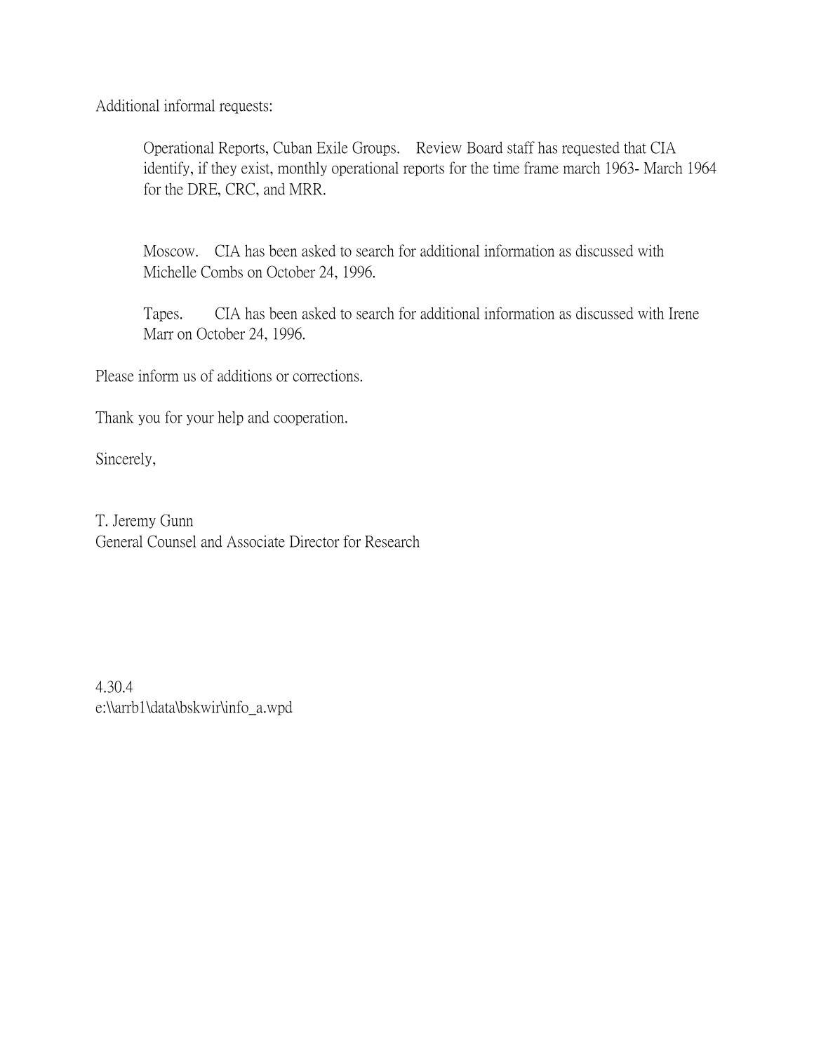Additional informal requests:

> Operational Reports, Cuban Exile Groups. Review Board staff has requested that CIA identify, if they exist, monthly operational reports for the time frame march 1963- March 1964 for the DRE, CRC, and MRR.
>
> Moscow. CIA has been asked to search for additional information as discussed with Michelle Combs on October 24, 1996.
>
> Tapes. CIA has been asked to search for additional information as discussed with Irene Marr on October 24, 1996.

Please inform us of additions or corrections.

Thank you for your help and cooperation.

Sincerely,

T. Jeremy Gunn
General Counsel and Associate Director for Research

4.30.4
e:\\arrb1\data\bskwir\info_a.wpd